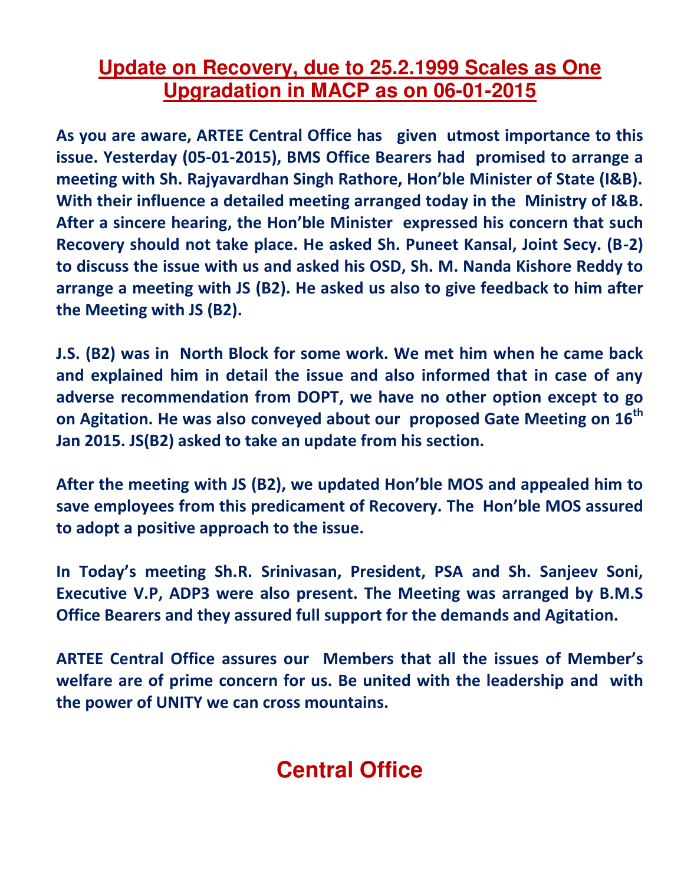# Update on Recovery, due to 25.2.1999 Scales as One Upgradation in MACP as on 06-01-2015

**As you are aware, ARTEE Central Office has given utmost importance to this issue. Yesterday (05-01-2015), BMS Office Bearers had promised to arrange a meeting with Sh. Rajyavardhan Singh Rathore, Hon'ble Minister of State (I&B). With their influence a detailed meeting arranged today in the Ministry of I&B. After a sincere hearing, the Hon'ble Minister expressed his concern that such Recovery should not take place. He asked Sh. Puneet Kansal, Joint Secy. (B-2) to discuss the issue with us and asked his OSD, Sh. M. Nanda Kishore Reddy to arrange a meeting with JS (B2). He asked us also to give feedback to him after the Meeting with JS (B2).**

**J.S. (B2) was in North Block for some work. We met him when he came back and explained him in detail the issue and also informed that in case of any adverse recommendation from DOPT, we have no other option except to go on Agitation. He was also conveyed about our proposed Gate Meeting on 16th Jan 2015. JS(B2) asked to take an update from his section.**

**After the meeting with JS (B2), we updated Hon'ble MOS and appealed him to save employees from this predicament of Recovery. The Hon'ble MOS assured to adopt a positive approach to the issue.**

**In Today's meeting Sh.R. Srinivasan, President, PSA and Sh. Sanjeev Soni, Executive V.P, ADP3 were also present. The Meeting was arranged by B.M.S Office Bearers and they assured full support for the demands and Agitation.**

**ARTEE Central Office assures our Members that all the issues of Member's welfare are of prime concern for us. Be united with the leadership and with the power of UNITY we can cross mountains.**

## Central Office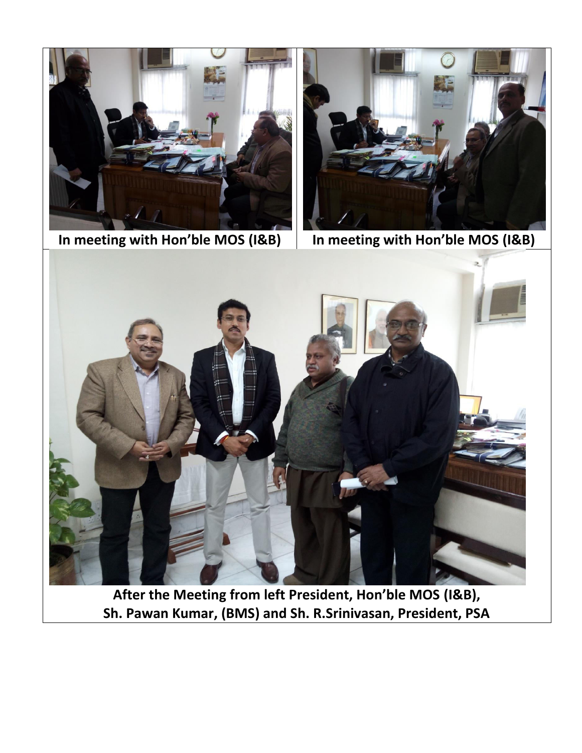In meeting with Hon'ble MOS (I&B)

In meeting with Hon'ble MOS (I&B)

**After the Meeting from left President, Hon'ble MOS (I&B), Sh. Pawan Kumar, (BMS) and Sh. R.Srinivasan, President, PSA**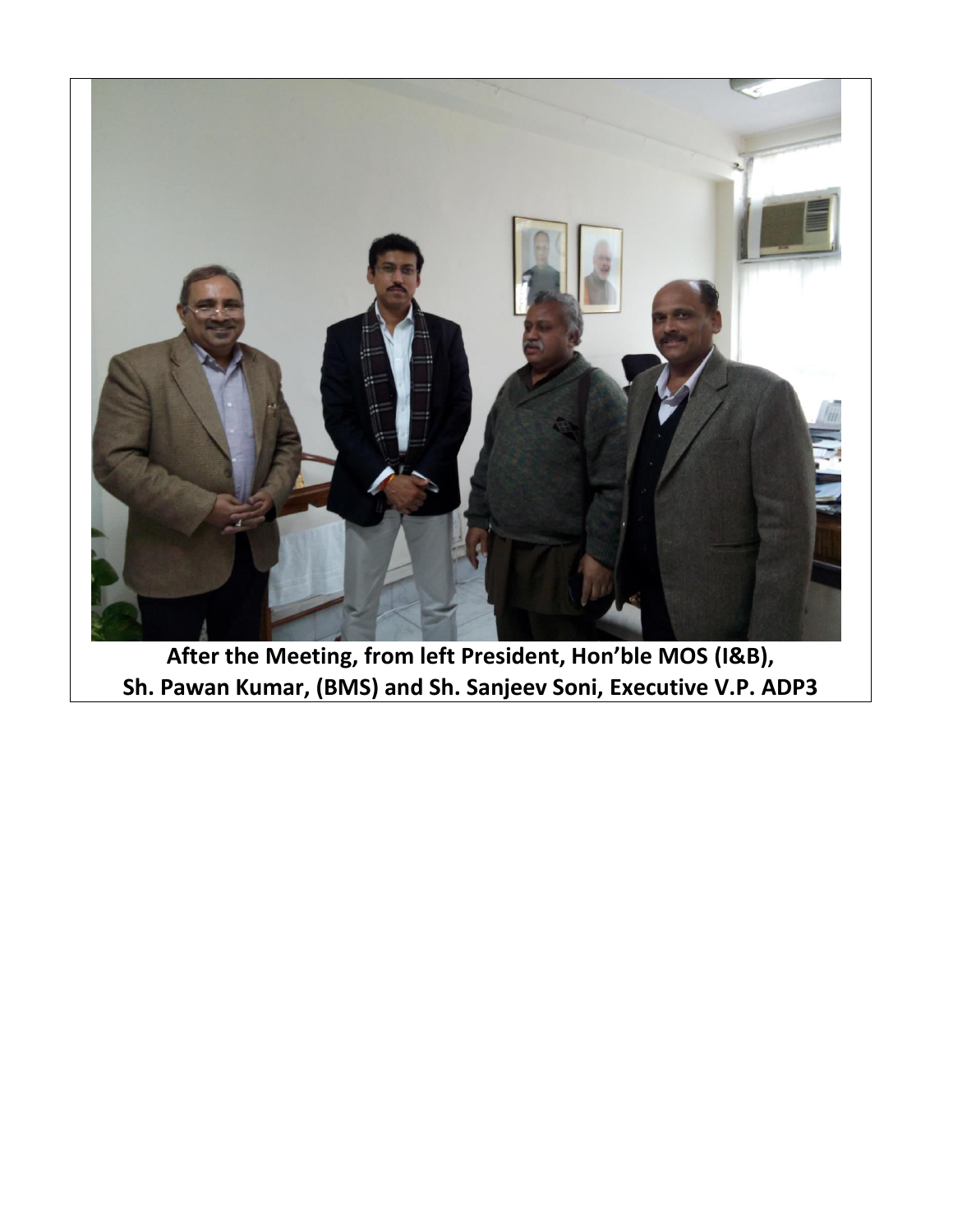**After the Meeting, from left President, Hon'ble MOS (I&B), Sh. Pawan Kumar, (BMS) and Sh. Sanjeev Soni, Executive V.P. ADP3**